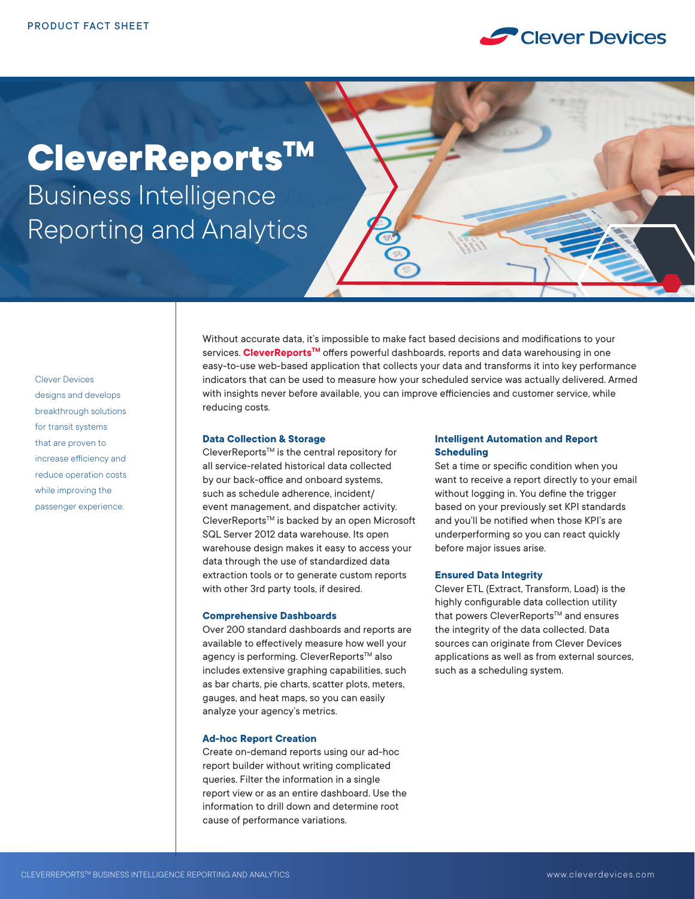PRODUCT FACT SHEET

# CleverReports™

## Business Intelligence Reporting and Analytics

Clever Devices designs and develops breakthrough solutions for transit systems that are proven to increase efficiency and reduce operation costs while improving the passenger experience.

Without accurate data, it's impossible to make fact based decisions and modifications to your services. **CleverReports™** offers powerful dashboards, reports and data warehousing in one easy-to-use web-based application that collects your data and transforms it into key performance indicators that can be used to measure how your scheduled service was actually delivered. Armed with insights never before available, you can improve efficiencies and customer service, while reducing costs.

### Data Collection & Storage

CleverReports™ is the central repository for all service-related historical data collected by our back-office and onboard systems, such as schedule adherence, incident/event management, and dispatcher activity. CleverReports™ is backed by an open Microsoft SQL Server 2012 data warehouse. Its open warehouse design makes it easy to access your data through the use of standardized data extraction tools or to generate custom reports with other 3rd party tools, if desired.

### Comprehensive Dashboards

Over 200 standard dashboards and reports are available to effectively measure how well your agency is performing. CleverReports™ also includes extensive graphing capabilities, such as bar charts, pie charts, scatter plots, meters, gauges, and heat maps, so you can easily analyze your agency's metrics.

### Ad-hoc Report Creation

Create on-demand reports using our ad-hoc report builder without writing complicated queries. Filter the information in a single report view or as an entire dashboard. Use the information to drill down and determine root cause of performance variations.

### Intelligent Automation and Report Scheduling

Set a time or specific condition when you want to receive a report directly to your email without logging in. You define the trigger based on your previously set KPI standards and you'll be notified when those KPI's are underperforming so you can react quickly before major issues arise.

### Ensured Data Integrity

Clever ETL (Extract, Transform, Load) is the highly configurable data collection utility that powers CleverReports™ and ensures the integrity of the data collected. Data sources can originate from Clever Devices applications as well as from external sources, such as a scheduling system.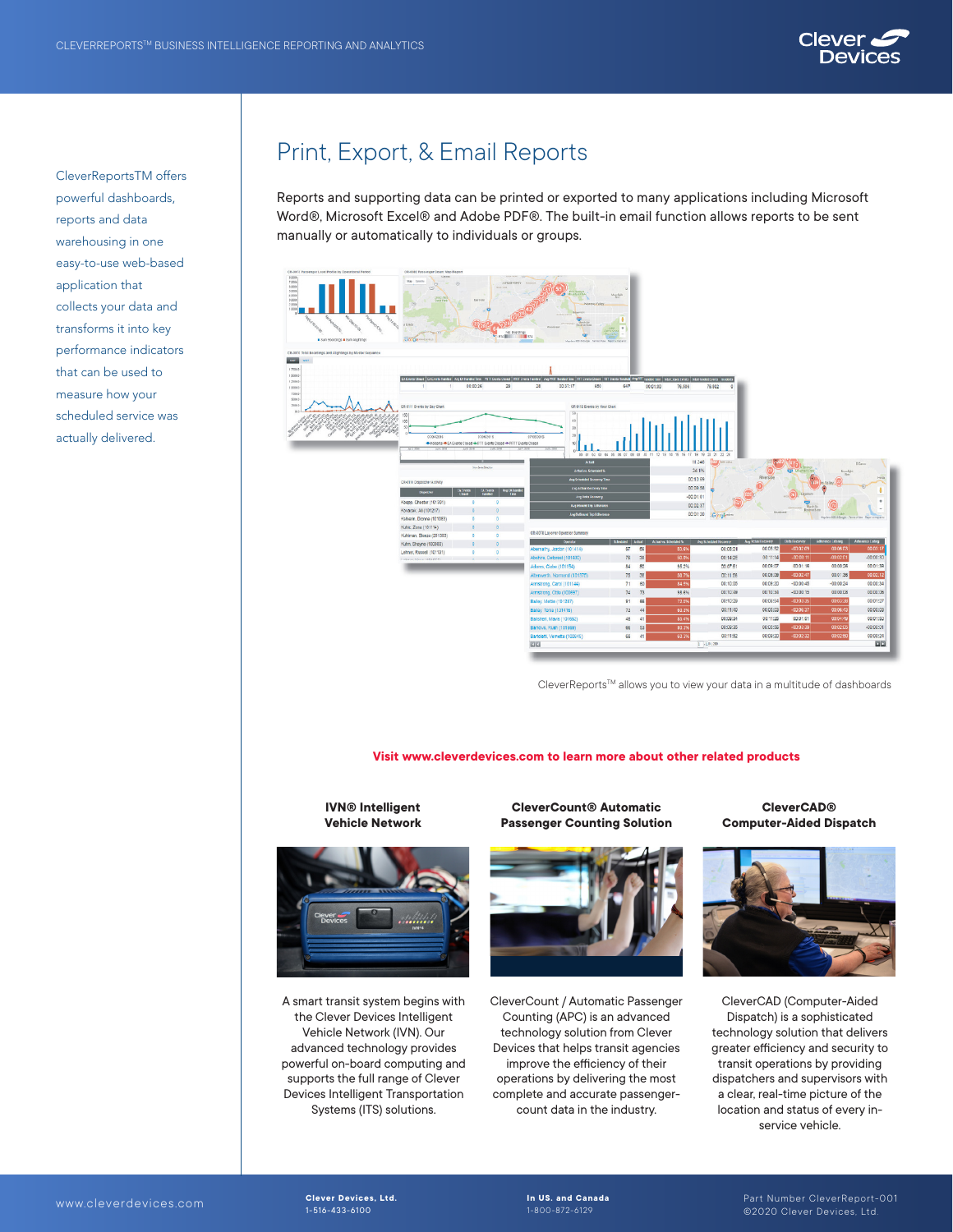CleverReportsTM offers powerful dashboards, reports and data warehousing in one easy-to-use web-based application that collects your data and transforms it into key performance indicators that can be used to measure how your scheduled service was actually delivered.

## Print, Export, & Email Reports

Reports and supporting data can be printed or exported to many applications including Microsoft Word®, Microsoft Excel® and Adobe PDF®. The built-in email function allows reports to be sent manually or automatically to individuals or groups.

CleverReports™ allows you to view your data in a multitude of dashboards

**Visit www.cleverdevices.com to learn more about other related products**

### IVN® Intelligent Vehicle Network

A smart transit system begins with the Clever Devices Intelligent Vehicle Network (IVN). Our advanced technology provides powerful on-board computing and supports the full range of Clever Devices Intelligent Transportation Systems (ITS) solutions.

### CleverCount® Automatic Passenger Counting Solution

CleverCount / Automatic Passenger Counting (APC) is an advanced technology solution from Clever Devices that helps transit agencies improve the efficiency of their operations by delivering the most complete and accurate passenger-count data in the industry.

### CleverCAD® Computer-Aided Dispatch

CleverCAD (Computer-Aided Dispatch) is a sophisticated technology solution that delivers greater efficiency and security to transit operations by providing dispatchers and supervisors with a clear, real-time picture of the location and status of every in-service vehicle.

www.cleverdevices.com

**Clever Devices, Ltd.**
1-516-433-6100

**In US. and Canada**
1-800-872-6129

Part Number CleverReport-001
©2020 Clever Devices, Ltd.